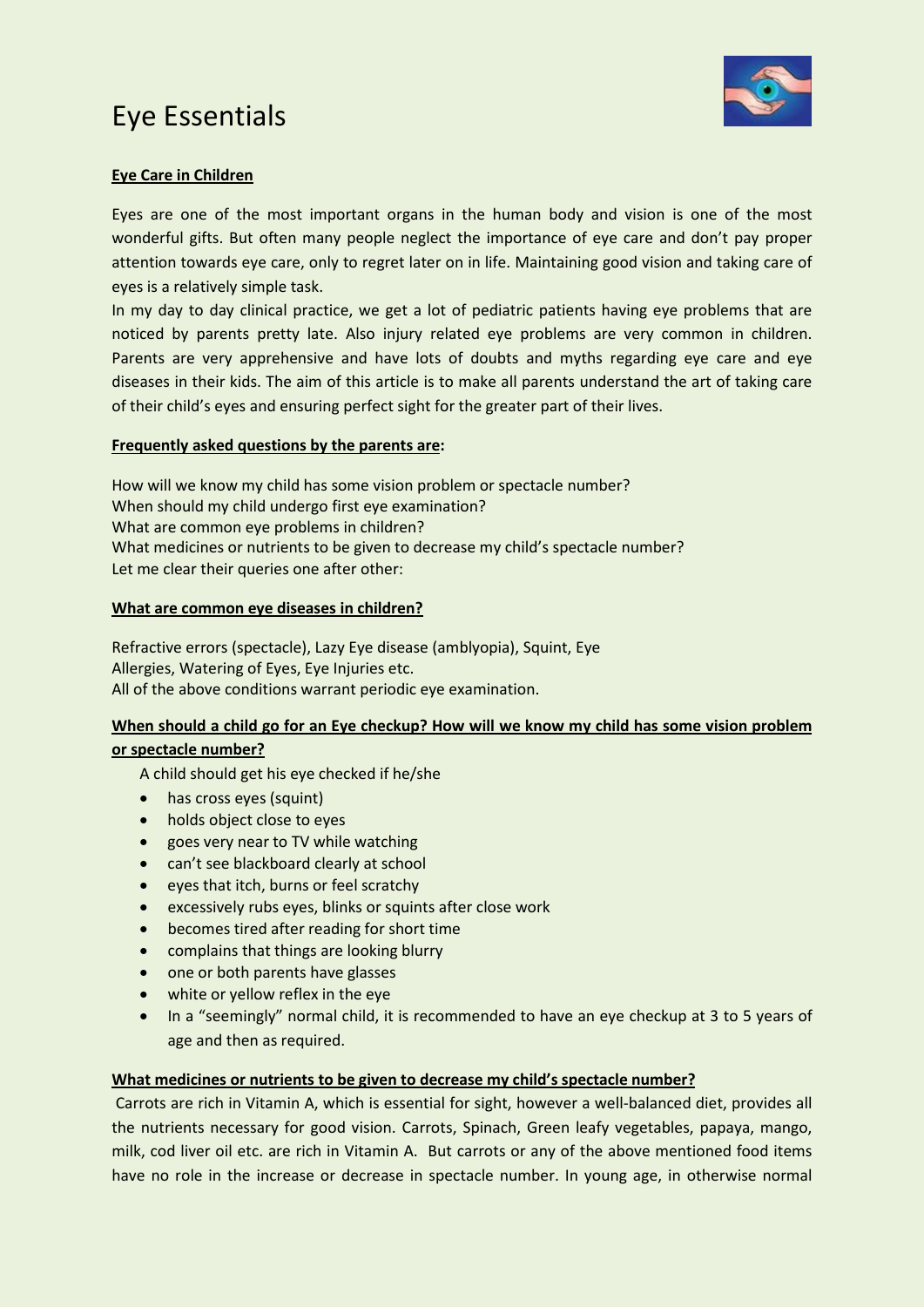// Eye Essentials

## Eye Care in Children

Eyes are one of the most important organs in the human body and vision is one of the most wonderful gifts. But often many people neglect the importance of eye care and don't pay proper attention towards eye care, only to regret later on in life. Maintaining good vision and taking care of eyes is a relatively simple task.

In my day to day clinical practice, we get a lot of pediatric patients having eye problems that are noticed by parents pretty late. Also injury related eye problems are very common in children. Parents are very apprehensive and have lots of doubts and myths regarding eye care and eye diseases in their kids. The aim of this article is to make all parents understand the art of taking care of their child's eyes and ensuring perfect sight for the greater part of their lives.

### Frequently asked questions by the parents are:

How will we know my child has some vision problem or spectacle number?
When should my child undergo first eye examination?
What are common eye problems in children?
What medicines or nutrients to be given to decrease my child's spectacle number?
Let me clear their queries one after other:

### What are common eye diseases in children?

Refractive errors (spectacle), Lazy Eye disease (amblyopia), Squint, Eye Allergies, Watering of Eyes, Eye Injuries etc.
All of the above conditions warrant periodic eye examination.

### When should a child go for an Eye checkup? How will we know my child has some vision problem or spectacle number?

A child should get his eye checked if he/she

- has cross eyes (squint)
- holds object close to eyes
- goes very near to TV while watching
- can't see blackboard clearly at school
- eyes that itch, burns or feel scratchy
- excessively rubs eyes, blinks or squints after close work
- becomes tired after reading for short time
- complains that things are looking blurry
- one or both parents have glasses
- white or yellow reflex in the eye
- In a "seemingly" normal child, it is recommended to have an eye checkup at 3 to 5 years of age and then as required.

### What medicines or nutrients to be given to decrease my child's spectacle number?

Carrots are rich in Vitamin A, which is essential for sight, however a well-balanced diet, provides all the nutrients necessary for good vision. Carrots, Spinach, Green leafy vegetables, papaya, mango, milk, cod liver oil etc. are rich in Vitamin A. But carrots or any of the above mentioned food items have no role in the increase or decrease in spectacle number. In young age, in otherwise normal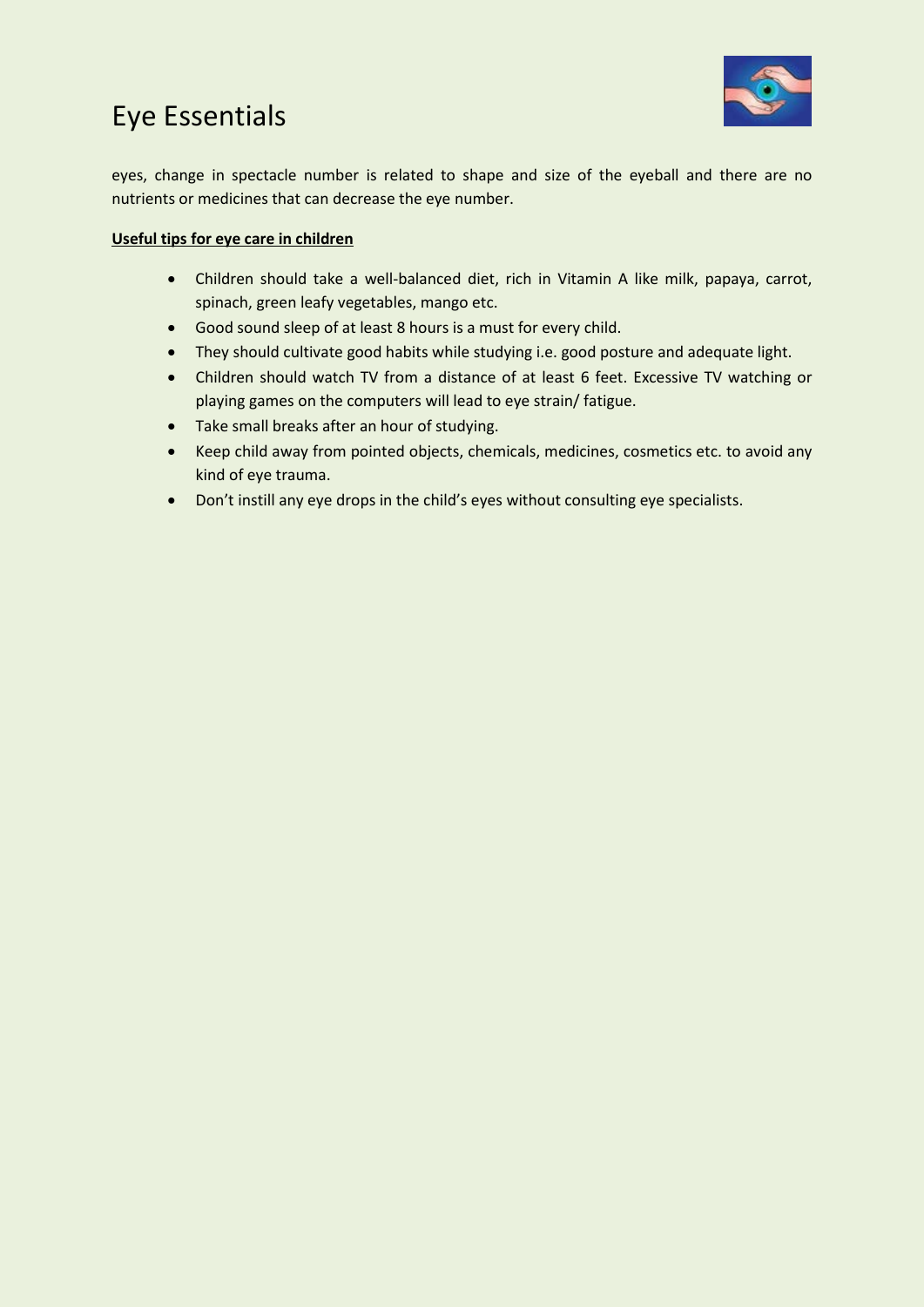eyes, change in spectacle number is related to shape and size of the eyeball and there are no nutrients or medicines that can decrease the eye number.

**Useful tips for eye care in children**

- Children should take a well-balanced diet, rich in Vitamin A like milk, papaya, carrot, spinach, green leafy vegetables, mango etc.
- Good sound sleep of at least 8 hours is a must for every child.
- They should cultivate good habits while studying i.e. good posture and adequate light.
- Children should watch TV from a distance of at least 6 feet. Excessive TV watching or playing games on the computers will lead to eye strain/ fatigue.
- Take small breaks after an hour of studying.
- Keep child away from pointed objects, chemicals, medicines, cosmetics etc. to avoid any kind of eye trauma.
- Don't instill any eye drops in the child's eyes without consulting eye specialists.